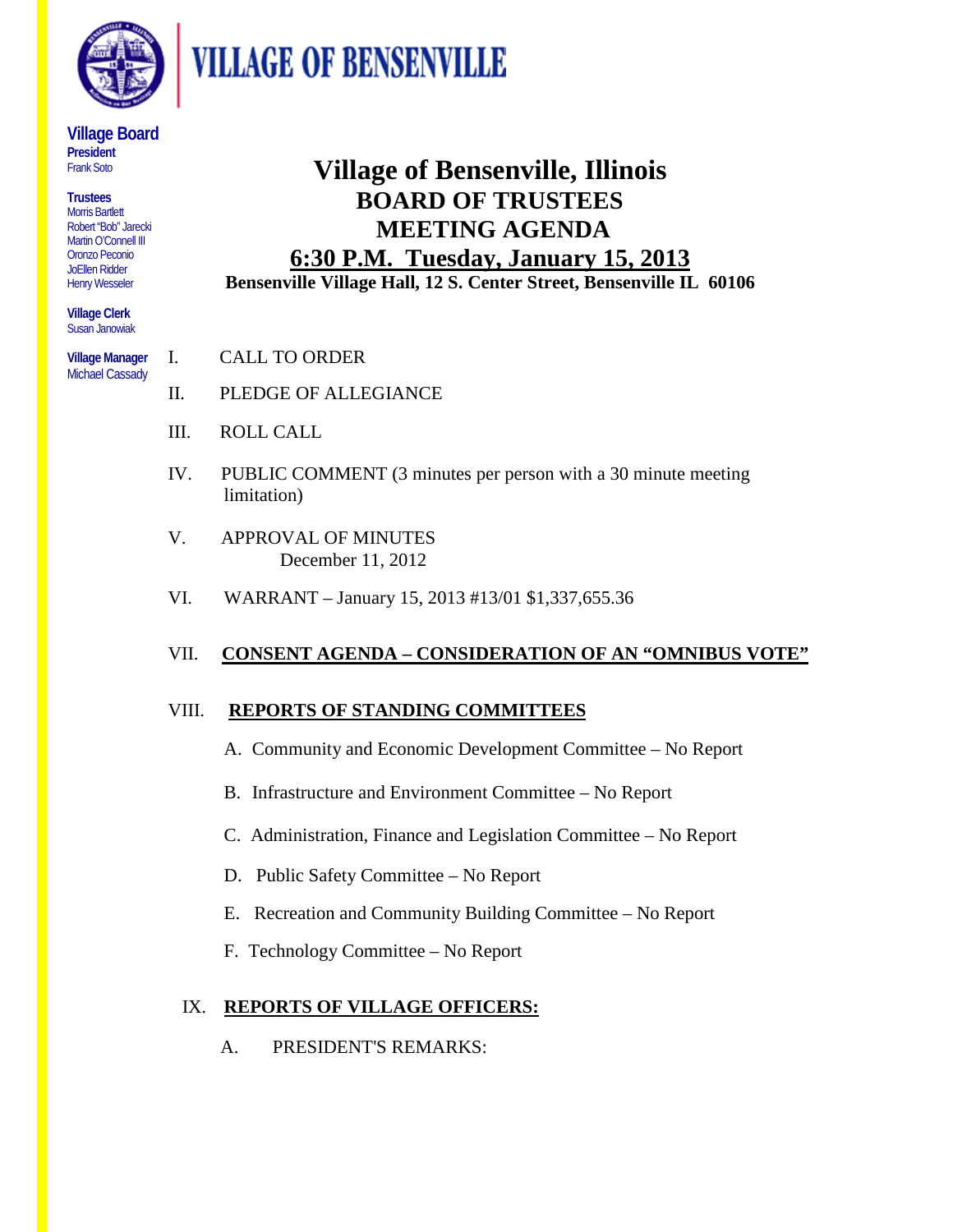# VILLAGE OF BENSENVILLE

**Village Board**
**President**
Frank Soto

**Trustees**
Morris Bartlett
Robert "Bob" Jarecki
Martin O'Connell III
Oronzo Peconio
JoEllen Ridder
Henry Wesseler

**Village Clerk**
Susan Janowiak

**Village Manager**
Michael Cassady

# Village of Bensenville, Illinois
## BOARD OF TRUSTEES
## MEETING AGENDA
## 6:30 P.M. Tuesday, January 15, 2013
**Bensenville Village Hall, 12 S. Center Street, Bensenville IL 60106**

I. CALL TO ORDER

II. PLEDGE OF ALLEGIANCE

III. ROLL CALL

IV. PUBLIC COMMENT (3 minutes per person with a 30 minute meeting limitation)

V. APPROVAL OF MINUTES
December 11, 2012

VI. WARRANT – January 15, 2013 #13/01 $1,337,655.36

VII. **CONSENT AGENDA – CONSIDERATION OF AN "OMNIBUS VOTE"**

VIII. **REPORTS OF STANDING COMMITTEES**

A. Community and Economic Development Committee – No Report

B. Infrastructure and Environment Committee – No Report

C. Administration, Finance and Legislation Committee – No Report

D. Public Safety Committee – No Report

E. Recreation and Community Building Committee – No Report

F. Technology Committee – No Report

IX. **REPORTS OF VILLAGE OFFICERS:**

A. PRESIDENT'S REMARKS: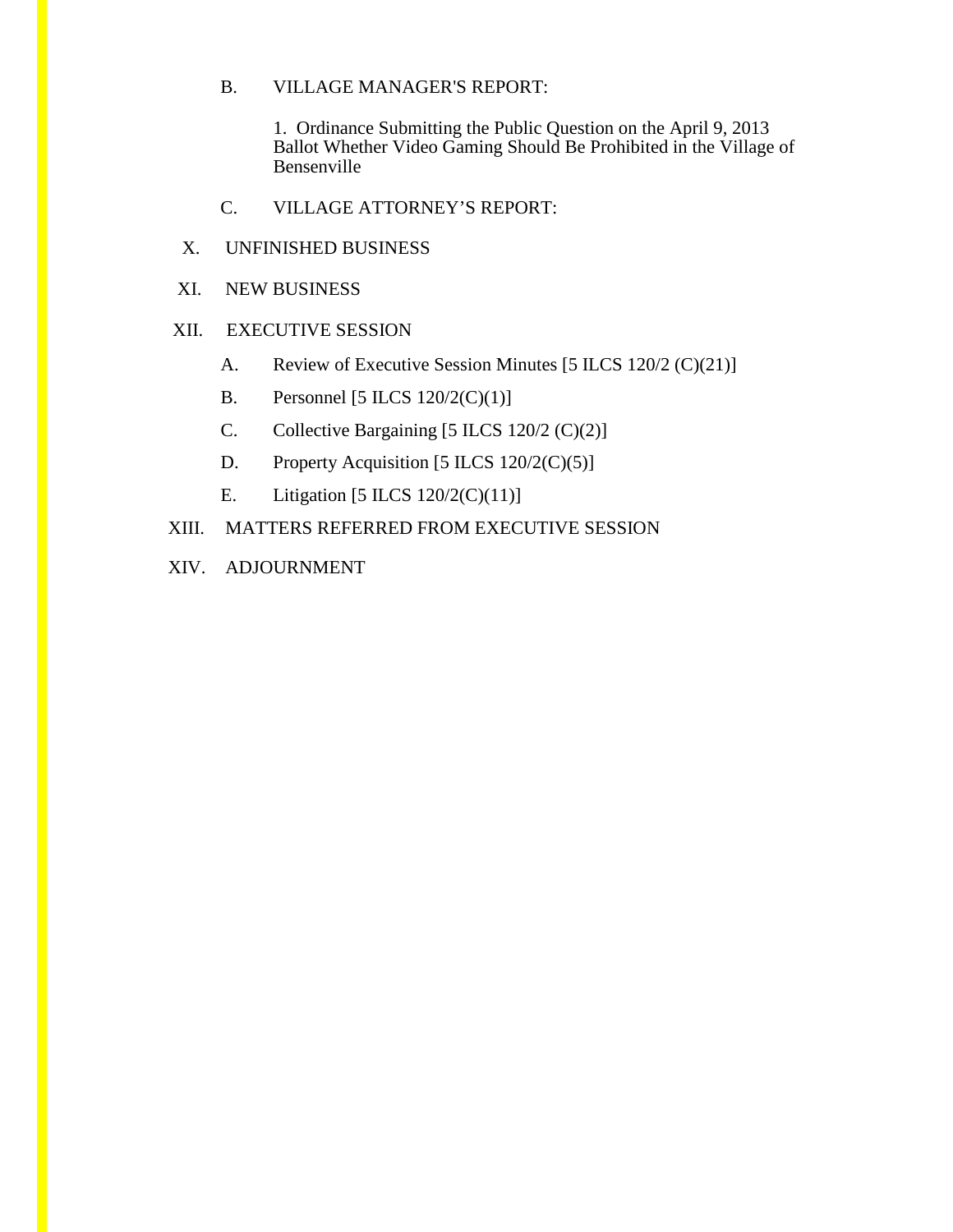B. VILLAGE MANAGER'S REPORT:

1. Ordinance Submitting the Public Question on the April 9, 2013 Ballot Whether Video Gaming Should Be Prohibited in the Village of Bensenville

C. VILLAGE ATTORNEY'S REPORT:

X. UNFINISHED BUSINESS

XI. NEW BUSINESS

XII. EXECUTIVE SESSION

A. Review of Executive Session Minutes [5 ILCS 120/2 (C)(21)]

B. Personnel [5 ILCS 120/2(C)(1)]

C. Collective Bargaining [5 ILCS 120/2 (C)(2)]

D. Property Acquisition [5 ILCS 120/2(C)(5)]

E. Litigation [5 ILCS 120/2(C)(11)]

XIII. MATTERS REFERRED FROM EXECUTIVE SESSION

XIV. ADJOURNMENT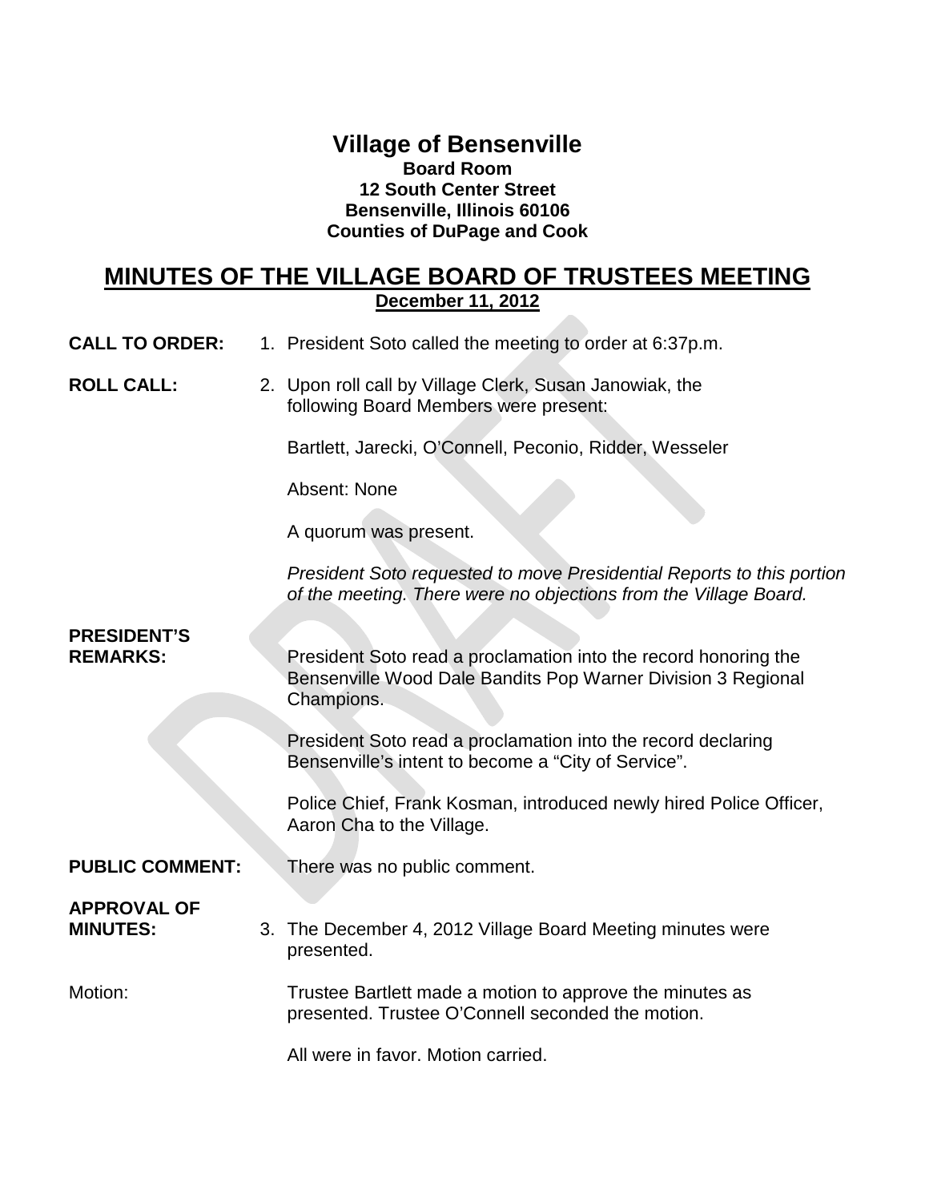# Village of Bensenville

**Board Room**
**12 South Center Street**
**Bensenville, Illinois 60106**
**Counties of DuPage and Cook**

## MINUTES OF THE VILLAGE BOARD OF TRUSTEES MEETING

**December 11, 2012**

**CALL TO ORDER:** 1. President Soto called the meeting to order at 6:37p.m.

**ROLL CALL:** 2. Upon roll call by Village Clerk, Susan Janowiak, the following Board Members were present:

Bartlett, Jarecki, O'Connell, Peconio, Ridder, Wesseler

Absent: None

A quorum was present.

*President Soto requested to move Presidential Reports to this portion of the meeting. There were no objections from the Village Board.*

**PRESIDENT'S REMARKS:** President Soto read a proclamation into the record honoring the Bensenville Wood Dale Bandits Pop Warner Division 3 Regional Champions.

President Soto read a proclamation into the record declaring Bensenville's intent to become a "City of Service".

Police Chief, Frank Kosman, introduced newly hired Police Officer, Aaron Cha to the Village.

**PUBLIC COMMENT:** There was no public comment.

**APPROVAL OF MINUTES:** 3. The December 4, 2012 Village Board Meeting minutes were presented.

Motion: Trustee Bartlett made a motion to approve the minutes as presented. Trustee O'Connell seconded the motion.

All were in favor. Motion carried.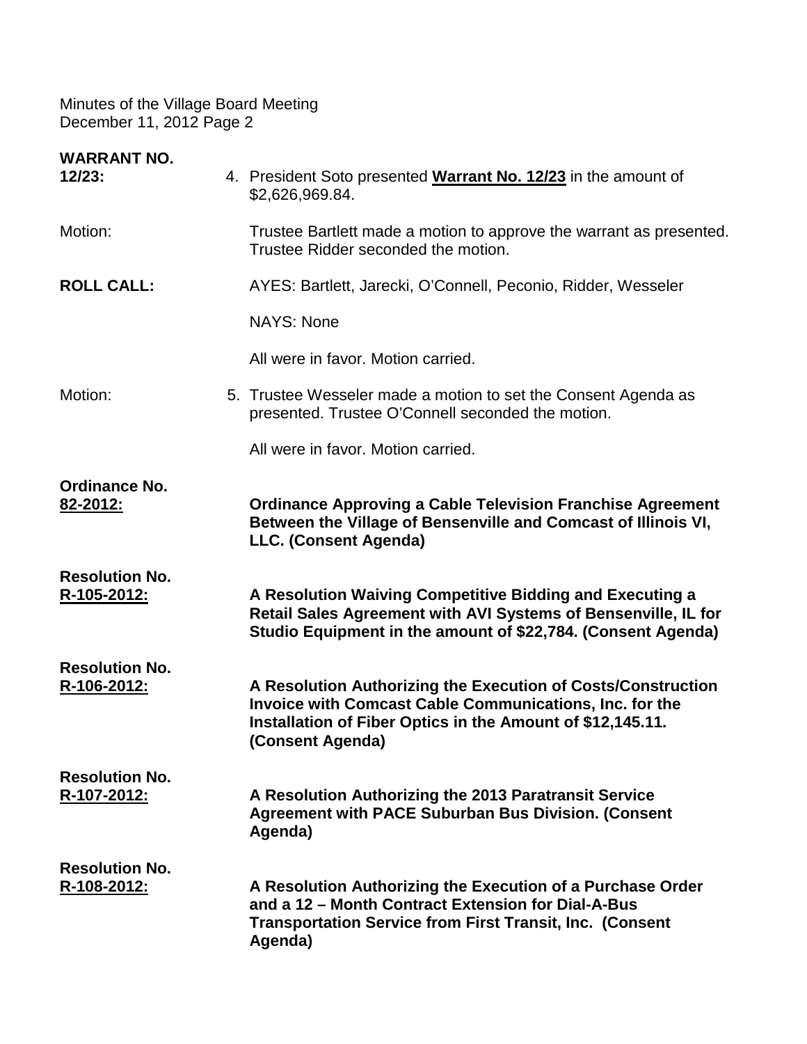Minutes of the Village Board Meeting
December 11, 2012 Page 2

**WARRANT NO. 12/23:** 4. President Soto presented **<u>Warrant No. 12/23</u>** in the amount of $2,626,969.84.

Motion: Trustee Bartlett made a motion to approve the warrant as presented. Trustee Ridder seconded the motion.

**ROLL CALL:** AYES: Bartlett, Jarecki, O'Connell, Peconio, Ridder, Wesseler

NAYS: None

All were in favor. Motion carried.

Motion: 5. Trustee Wesseler made a motion to set the Consent Agenda as presented. Trustee O'Connell seconded the motion.

All were in favor. Motion carried.

**Ordinance No. <u>82-2012:</u>** **Ordinance Approving a Cable Television Franchise Agreement Between the Village of Bensenville and Comcast of Illinois VI, LLC. (Consent Agenda)**

**Resolution No. <u>R-105-2012:</u>** **A Resolution Waiving Competitive Bidding and Executing a Retail Sales Agreement with AVI Systems of Bensenville, IL for Studio Equipment in the amount of $22,784. (Consent Agenda)**

**Resolution No. <u>R-106-2012:</u>** **A Resolution Authorizing the Execution of Costs/Construction Invoice with Comcast Cable Communications, Inc. for the Installation of Fiber Optics in the Amount of $12,145.11. (Consent Agenda)**

**Resolution No. <u>R-107-2012:</u>** **A Resolution Authorizing the 2013 Paratransit Service Agreement with PACE Suburban Bus Division. (Consent Agenda)**

**Resolution No. <u>R-108-2012:</u>** **A Resolution Authorizing the Execution of a Purchase Order and a 12 – Month Contract Extension for Dial-A-Bus Transportation Service from First Transit, Inc. (Consent Agenda)**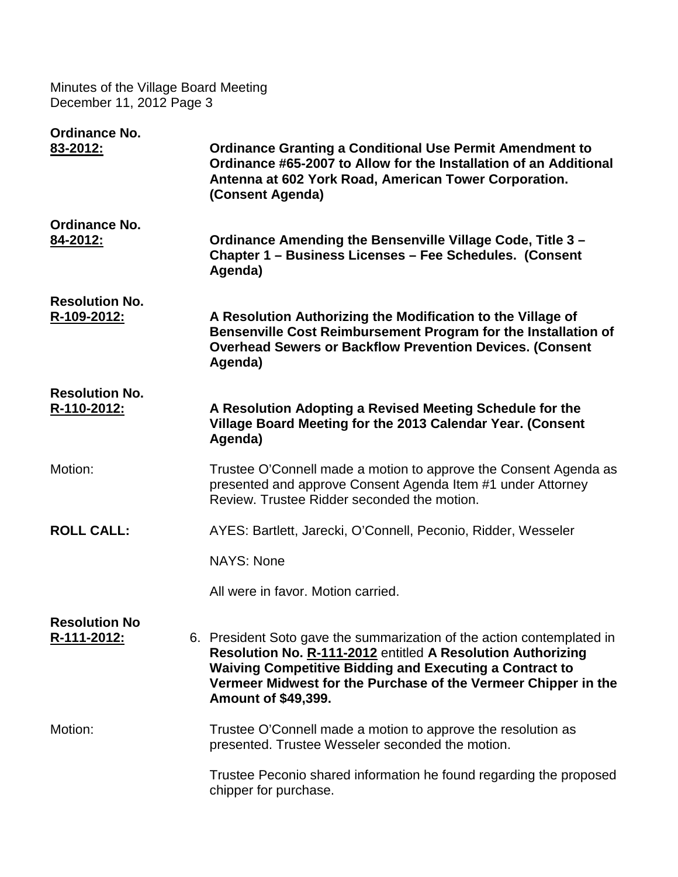**Ordinance No. 83-2012:** **Ordinance Granting a Conditional Use Permit Amendment to Ordinance #65-2007 to Allow for the Installation of an Additional Antenna at 602 York Road, American Tower Corporation. (Consent Agenda)**

**Ordinance No. 84-2012:** **Ordinance Amending the Bensenville Village Code, Title 3 – Chapter 1 – Business Licenses – Fee Schedules. (Consent Agenda)**

**Resolution No. R-109-2012:** **A Resolution Authorizing the Modification to the Village of Bensenville Cost Reimbursement Program for the Installation of Overhead Sewers or Backflow Prevention Devices. (Consent Agenda)**

**Resolution No. R-110-2012:** **A Resolution Adopting a Revised Meeting Schedule for the Village Board Meeting for the 2013 Calendar Year. (Consent Agenda)**

Motion: Trustee O'Connell made a motion to approve the Consent Agenda as presented and approve Consent Agenda Item #1 under Attorney Review. Trustee Ridder seconded the motion.

**ROLL CALL:** AYES: Bartlett, Jarecki, O'Connell, Peconio, Ridder, Wesseler

NAYS: None

All were in favor. Motion carried.

**Resolution No R-111-2012:**

6. President Soto gave the summarization of the action contemplated in **Resolution No. R-111-2012** entitled **A Resolution Authorizing Waiving Competitive Bidding and Executing a Contract to Vermeer Midwest for the Purchase of the Vermeer Chipper in the Amount of $49,399.**

Motion: Trustee O'Connell made a motion to approve the resolution as presented. Trustee Wesseler seconded the motion.

Trustee Peconio shared information he found regarding the proposed chipper for purchase.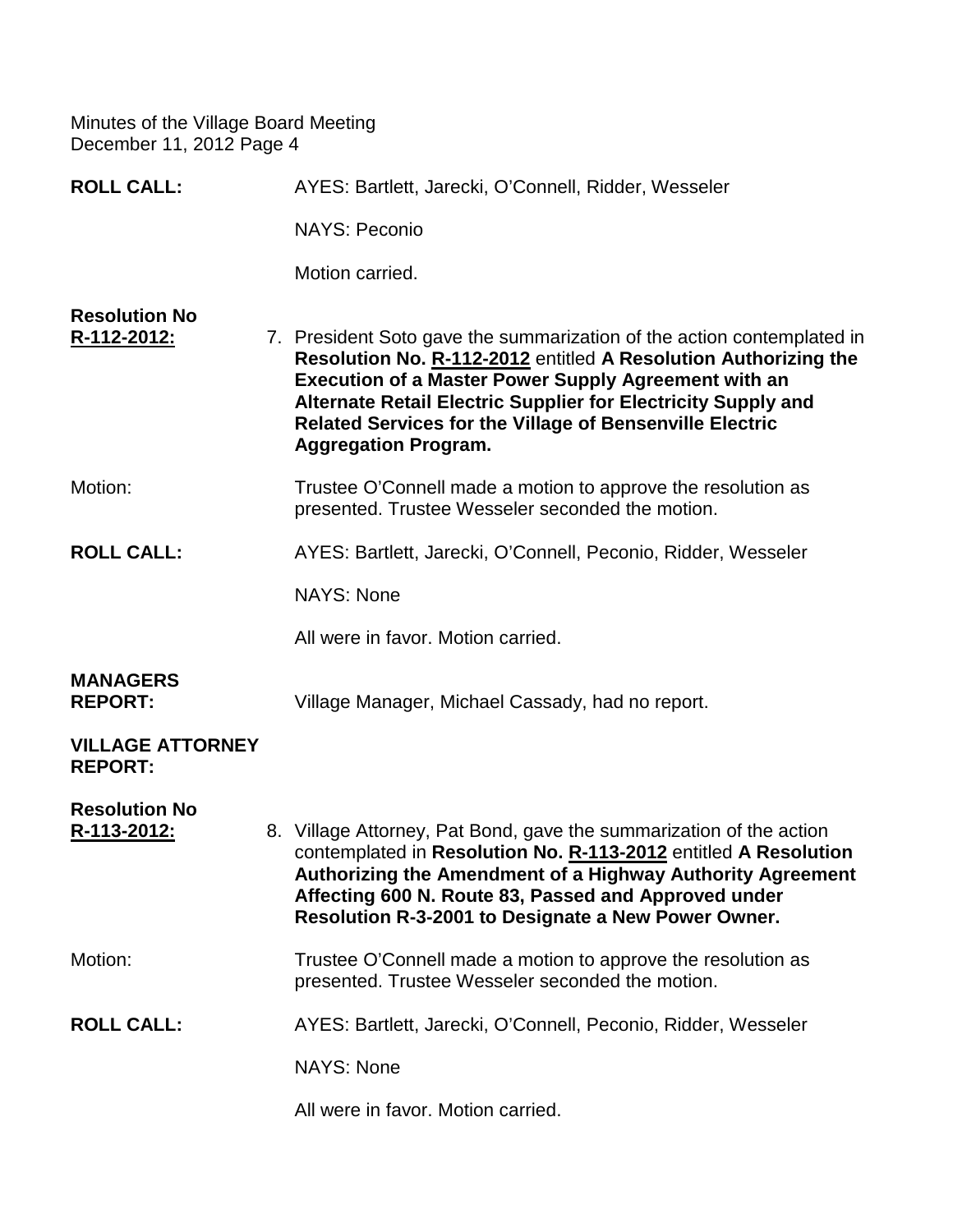Minutes of the Village Board Meeting
December 11, 2012 Page 4

**ROLL CALL:** AYES: Bartlett, Jarecki, O'Connell, Ridder, Wesseler

NAYS: Peconio

Motion carried.

**Resolution No R-112-2012:**

7. President Soto gave the summarization of the action contemplated in **Resolution No. R-112-2012** entitled **A Resolution Authorizing the Execution of a Master Power Supply Agreement with an Alternate Retail Electric Supplier for Electricity Supply and Related Services for the Village of Bensenville Electric Aggregation Program.**

Motion: Trustee O'Connell made a motion to approve the resolution as presented. Trustee Wesseler seconded the motion.

**ROLL CALL:** AYES: Bartlett, Jarecki, O'Connell, Peconio, Ridder, Wesseler

NAYS: None

All were in favor. Motion carried.

**MANAGERS REPORT:** Village Manager, Michael Cassady, had no report.

**VILLAGE ATTORNEY REPORT:**

**Resolution No R-113-2012:**

8. Village Attorney, Pat Bond, gave the summarization of the action contemplated in **Resolution No. R-113-2012** entitled **A Resolution Authorizing the Amendment of a Highway Authority Agreement Affecting 600 N. Route 83, Passed and Approved under Resolution R-3-2001 to Designate a New Power Owner.**

Motion: Trustee O'Connell made a motion to approve the resolution as presented. Trustee Wesseler seconded the motion.

**ROLL CALL:** AYES: Bartlett, Jarecki, O'Connell, Peconio, Ridder, Wesseler

NAYS: None

All were in favor. Motion carried.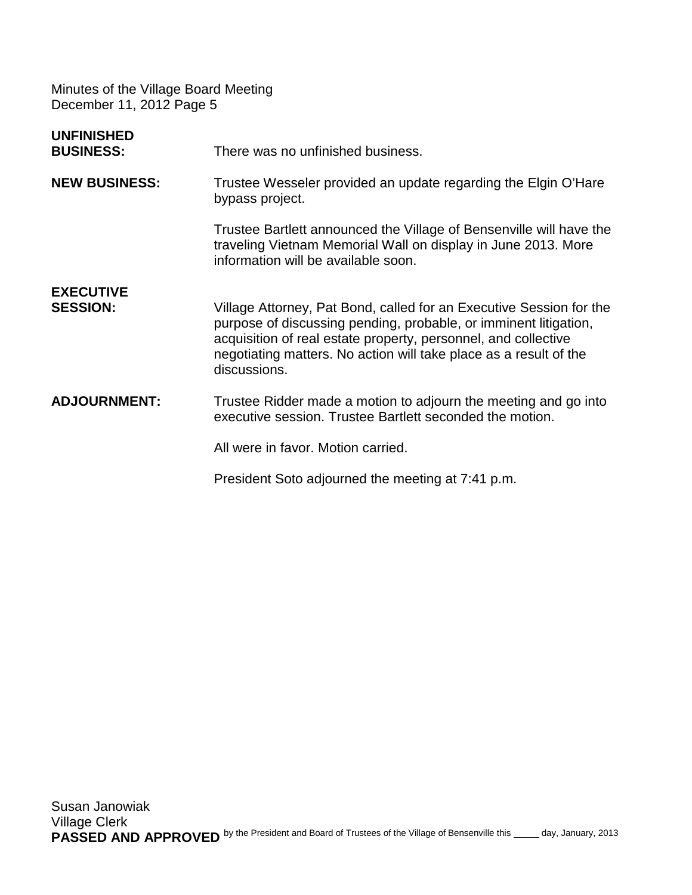Minutes of the Village Board Meeting
December 11, 2012 Page 5

**UNFINISHED BUSINESS:** There was no unfinished business.

**NEW BUSINESS:** Trustee Wesseler provided an update regarding the Elgin O'Hare bypass project.

Trustee Bartlett announced the Village of Bensenville will have the traveling Vietnam Memorial Wall on display in June 2013. More information will be available soon.

**EXECUTIVE SESSION:** Village Attorney, Pat Bond, called for an Executive Session for the purpose of discussing pending, probable, or imminent litigation, acquisition of real estate property, personnel, and collective negotiating matters. No action will take place as a result of the discussions.

**ADJOURNMENT:** Trustee Ridder made a motion to adjourn the meeting and go into executive session. Trustee Bartlett seconded the motion.

All were in favor. Motion carried.

President Soto adjourned the meeting at 7:41 p.m.

Susan Janowiak
Village Clerk
**PASSED AND APPROVED** by the President and Board of Trustees of the Village of Bensenville this _____ day, January, 2013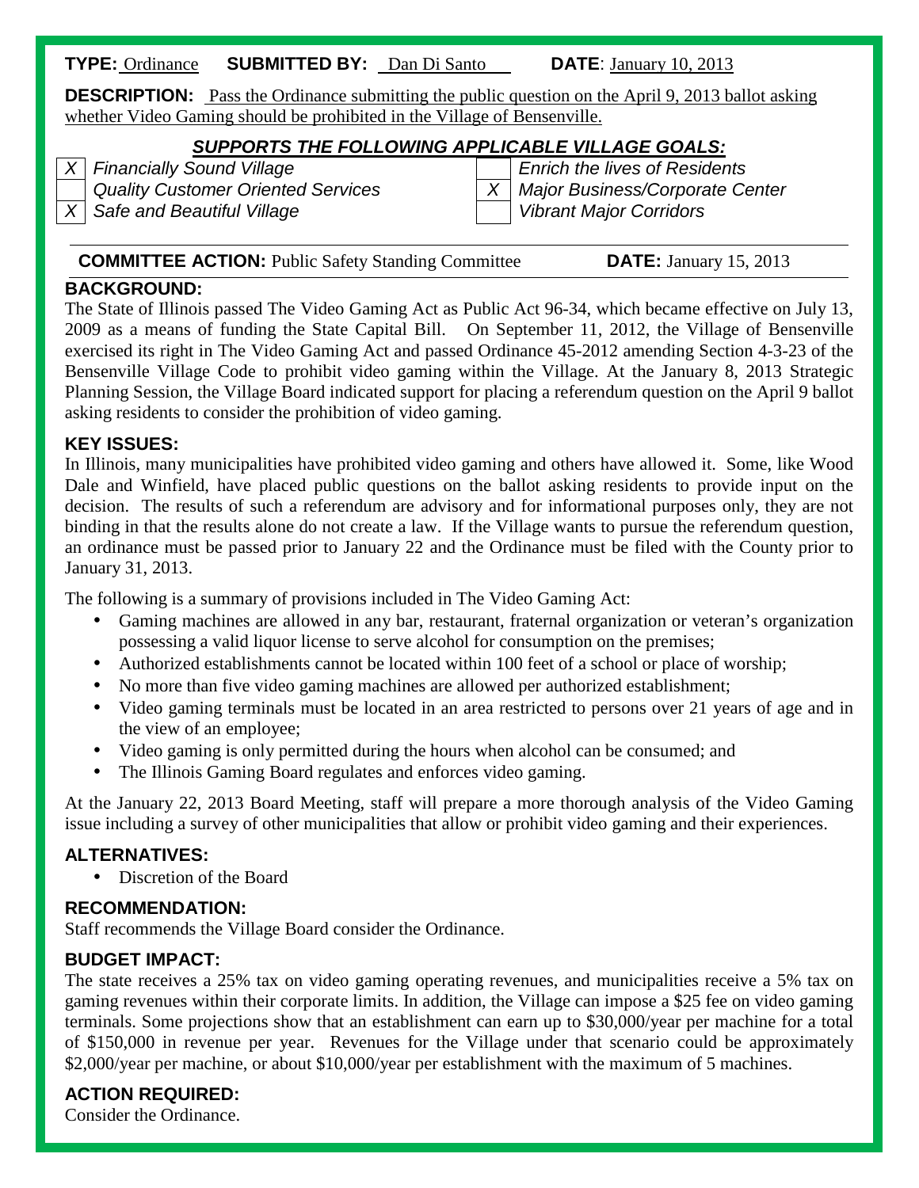**TYPE:** Ordinance **SUBMITTED BY:** Dan Di Santo **DATE**: January 10, 2013

**DESCRIPTION:** Pass the Ordinance submitting the public question on the April 9, 2013 ballot asking whether Video Gaming should be prohibited in the Village of Bensenville.

***SUPPORTS THE FOLLOWING APPLICABLE VILLAGE GOALS:***

| | | | |
|---|---|---|---|
| *X* | *Financially Sound Village* | | *Enrich the lives of Residents* |
| | *Quality Customer Oriented Services* | *X* | *Major Business/Corporate Center* |
| *X* | *Safe and Beautiful Village* | | *Vibrant Major Corridors* |

**COMMITTEE ACTION:** Public Safety Standing Committee **DATE:** January 15, 2013

## BACKGROUND:

The State of Illinois passed The Video Gaming Act as Public Act 96-34, which became effective on July 13, 2009 as a means of funding the State Capital Bill. On September 11, 2012, the Village of Bensenville exercised its right in The Video Gaming Act and passed Ordinance 45-2012 amending Section 4-3-23 of the Bensenville Village Code to prohibit video gaming within the Village. At the January 8, 2013 Strategic Planning Session, the Village Board indicated support for placing a referendum question on the April 9 ballot asking residents to consider the prohibition of video gaming.

## KEY ISSUES:

In Illinois, many municipalities have prohibited video gaming and others have allowed it. Some, like Wood Dale and Winfield, have placed public questions on the ballot asking residents to provide input on the decision. The results of such a referendum are advisory and for informational purposes only, they are not binding in that the results alone do not create a law. If the Village wants to pursue the referendum question, an ordinance must be passed prior to January 22 and the Ordinance must be filed with the County prior to January 31, 2013.

The following is a summary of provisions included in The Video Gaming Act:

- Gaming machines are allowed in any bar, restaurant, fraternal organization or veteran's organization possessing a valid liquor license to serve alcohol for consumption on the premises;
- Authorized establishments cannot be located within 100 feet of a school or place of worship;
- No more than five video gaming machines are allowed per authorized establishment;
- Video gaming terminals must be located in an area restricted to persons over 21 years of age and in the view of an employee;
- Video gaming is only permitted during the hours when alcohol can be consumed; and
- The Illinois Gaming Board regulates and enforces video gaming.

At the January 22, 2013 Board Meeting, staff will prepare a more thorough analysis of the Video Gaming issue including a survey of other municipalities that allow or prohibit video gaming and their experiences.

## ALTERNATIVES:

- Discretion of the Board

## RECOMMENDATION:

Staff recommends the Village Board consider the Ordinance.

## BUDGET IMPACT:

The state receives a 25% tax on video gaming operating revenues, and municipalities receive a 5% tax on gaming revenues within their corporate limits. In addition, the Village can impose a $25 fee on video gaming terminals. Some projections show that an establishment can earn up to $30,000/year per machine for a total of $150,000 in revenue per year. Revenues for the Village under that scenario could be approximately $2,000/year per machine, or about $10,000/year per establishment with the maximum of 5 machines.

## ACTION REQUIRED:

Consider the Ordinance.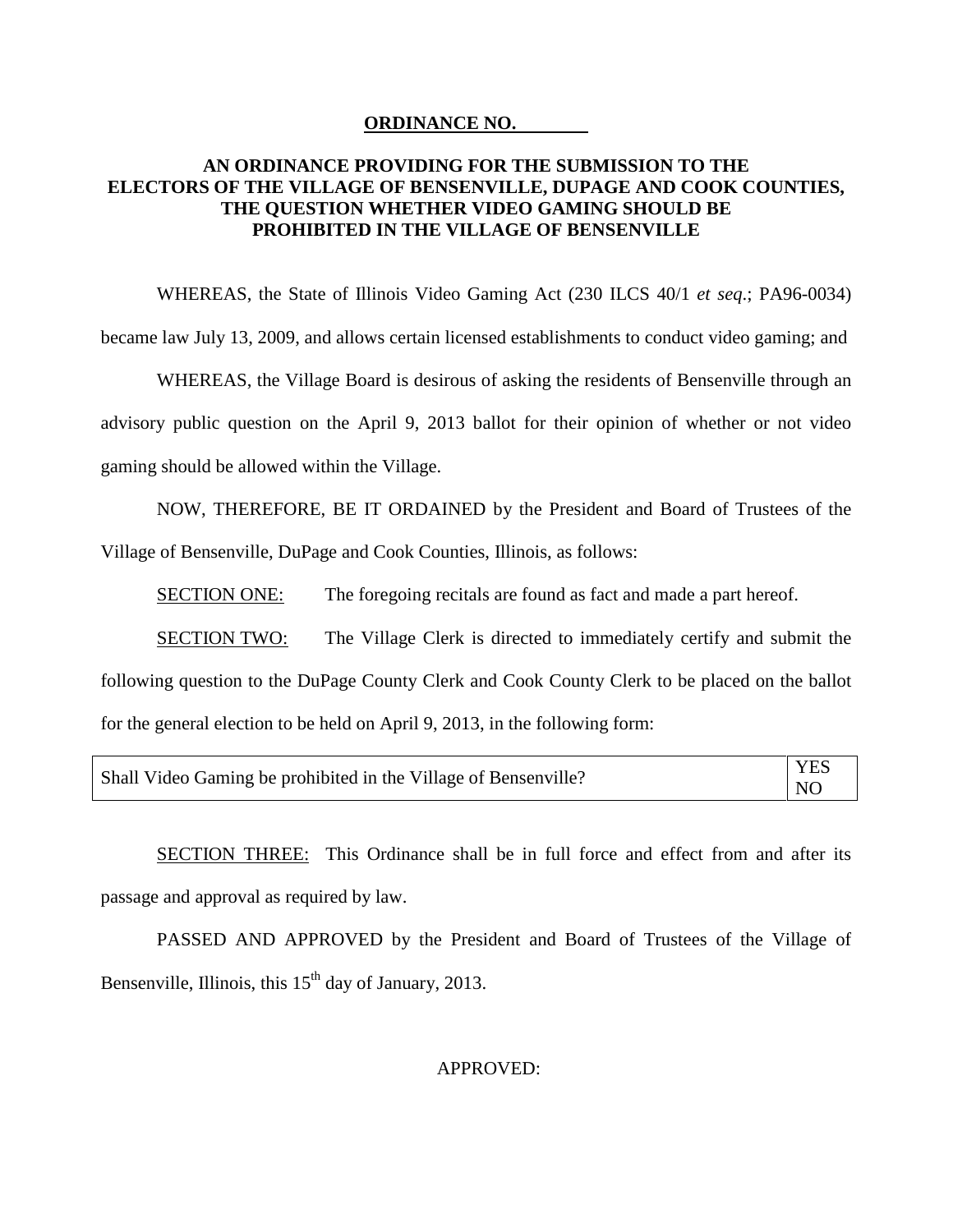**ORDINANCE NO. \_\_\_\_\_\_\_\_**

**AN ORDINANCE PROVIDING FOR THE SUBMISSION TO THE ELECTORS OF THE VILLAGE OF BENSENVILLE, DUPAGE AND COOK COUNTIES, THE QUESTION WHETHER VIDEO GAMING SHOULD BE PROHIBITED IN THE VILLAGE OF BENSENVILLE**

WHEREAS, the State of Illinois Video Gaming Act (230 ILCS 40/1 *et seq*.; PA96-0034) became law July 13, 2009, and allows certain licensed establishments to conduct video gaming; and

WHEREAS, the Village Board is desirous of asking the residents of Bensenville through an advisory public question on the April 9, 2013 ballot for their opinion of whether or not video gaming should be allowed within the Village.

NOW, THEREFORE, BE IT ORDAINED by the President and Board of Trustees of the Village of Bensenville, DuPage and Cook Counties, Illinois, as follows:

<u>SECTION ONE:</u> The foregoing recitals are found as fact and made a part hereof.

<u>SECTION TWO:</u> The Village Clerk is directed to immediately certify and submit the following question to the DuPage County Clerk and Cook County Clerk to be placed on the ballot for the general election to be held on April 9, 2013, in the following form:

| Shall Video Gaming be prohibited in the Village of Bensenville? | YES<br>NO |
|---|---|

<u>SECTION THREE:</u> This Ordinance shall be in full force and effect from and after its passage and approval as required by law.

PASSED AND APPROVED by the President and Board of Trustees of the Village of Bensenville, Illinois, this 15th day of January, 2013.

APPROVED: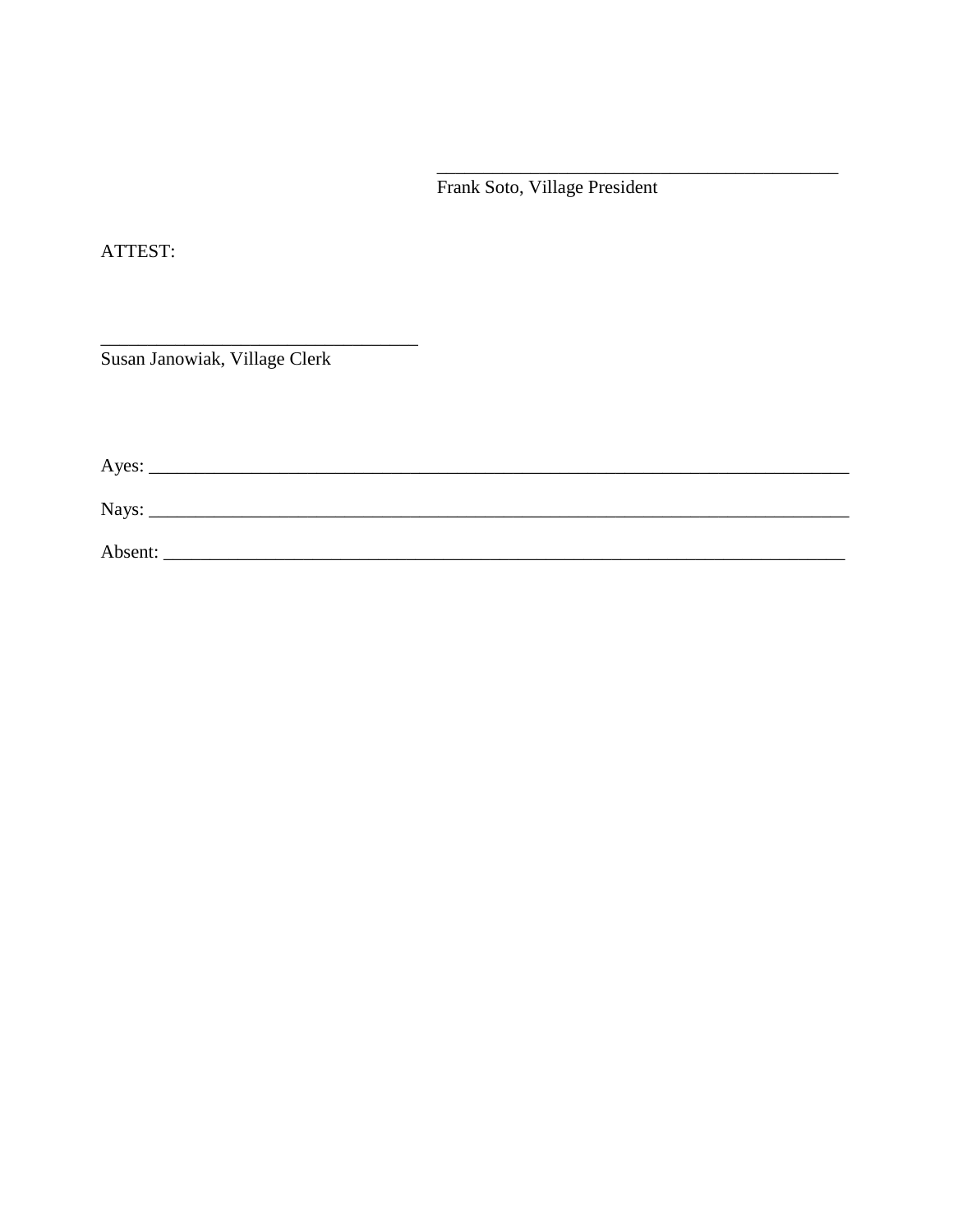\_\_\_\_\_\_\_\_\_\_\_\_\_\_\_\_\_\_\_\_\_\_\_\_\_\_\_\_\_\_\_\_\_\_\_\_\_\_\_\_\_\_\_\_
Frank Soto, Village President

ATTEST:

\_\_\_\_\_\_\_\_\_\_\_\_\_\_\_\_\_\_\_\_\_\_\_\_\_\_\_\_\_\_\_\_\_\_\_\_
Susan Janowiak, Village Clerk

Ayes: \_\_\_\_\_\_\_\_\_\_\_\_\_\_\_\_\_\_\_\_\_\_\_\_\_\_\_\_\_\_\_\_\_\_\_\_\_\_\_\_\_\_\_\_\_\_\_\_\_\_\_\_\_\_\_\_\_\_\_\_\_\_\_\_\_\_\_\_\_\_\_\_

Nays: \_\_\_\_\_\_\_\_\_\_\_\_\_\_\_\_\_\_\_\_\_\_\_\_\_\_\_\_\_\_\_\_\_\_\_\_\_\_\_\_\_\_\_\_\_\_\_\_\_\_\_\_\_\_\_\_\_\_\_\_\_\_\_\_\_\_\_\_\_\_\_\_

Absent: \_\_\_\_\_\_\_\_\_\_\_\_\_\_\_\_\_\_\_\_\_\_\_\_\_\_\_\_\_\_\_\_\_\_\_\_\_\_\_\_\_\_\_\_\_\_\_\_\_\_\_\_\_\_\_\_\_\_\_\_\_\_\_\_\_\_\_\_\_\_